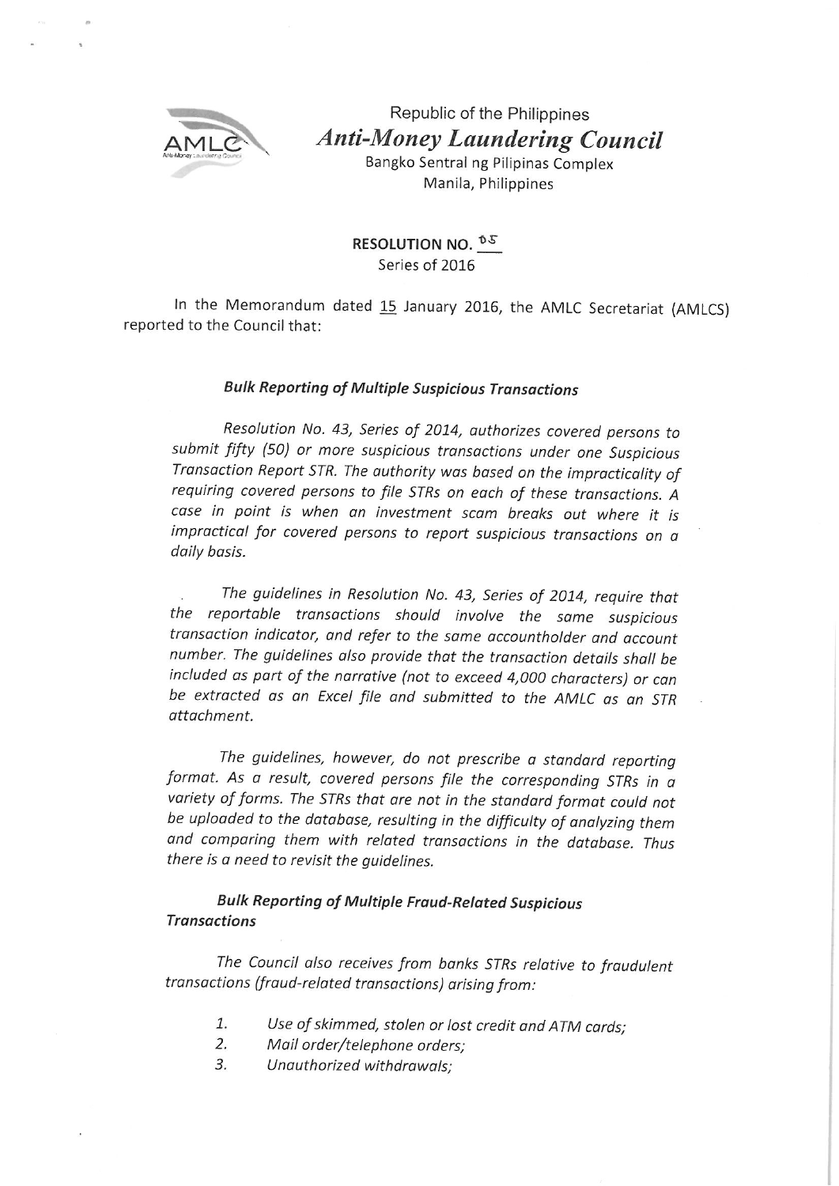Republic of the Philippines

***Anti-Money Laundering Council***

Bangko Sentral ng Pilipinas Complex
Manila, Philippines

**RESOLUTION NO. 05**
Series of 2016

In the Memorandum dated 15 January 2016, the AMLC Secretariat (AMLCS) reported to the Council that:

***Bulk Reporting of Multiple Suspicious Transactions***

*Resolution No. 43, Series of 2014, authorizes covered persons to submit fifty (50) or more suspicious transactions under one Suspicious Transaction Report STR. The authority was based on the impracticality of requiring covered persons to file STRs on each of these transactions. A case in point is when an investment scam breaks out where it is impractical for covered persons to report suspicious transactions on a daily basis.*

*The guidelines in Resolution No. 43, Series of 2014, require that the reportable transactions should involve the same suspicious transaction indicator, and refer to the same accountholder and account number. The guidelines also provide that the transaction details shall be included as part of the narrative (not to exceed 4,000 characters) or can be extracted as an Excel file and submitted to the AMLC as an STR attachment.*

*The guidelines, however, do not prescribe a standard reporting format. As a result, covered persons file the corresponding STRs in a variety of forms. The STRs that are not in the standard format could not be uploaded to the database, resulting in the difficulty of analyzing them and comparing them with related transactions in the database. Thus there is a need to revisit the guidelines.*

***Bulk Reporting of Multiple Fraud-Related Suspicious Transactions***

*The Council also receives from banks STRs relative to fraudulent transactions (fraud-related transactions) arising from:*

1. *Use of skimmed, stolen or lost credit and ATM cards;*
2. *Mail order/telephone orders;*
3. *Unauthorized withdrawals;*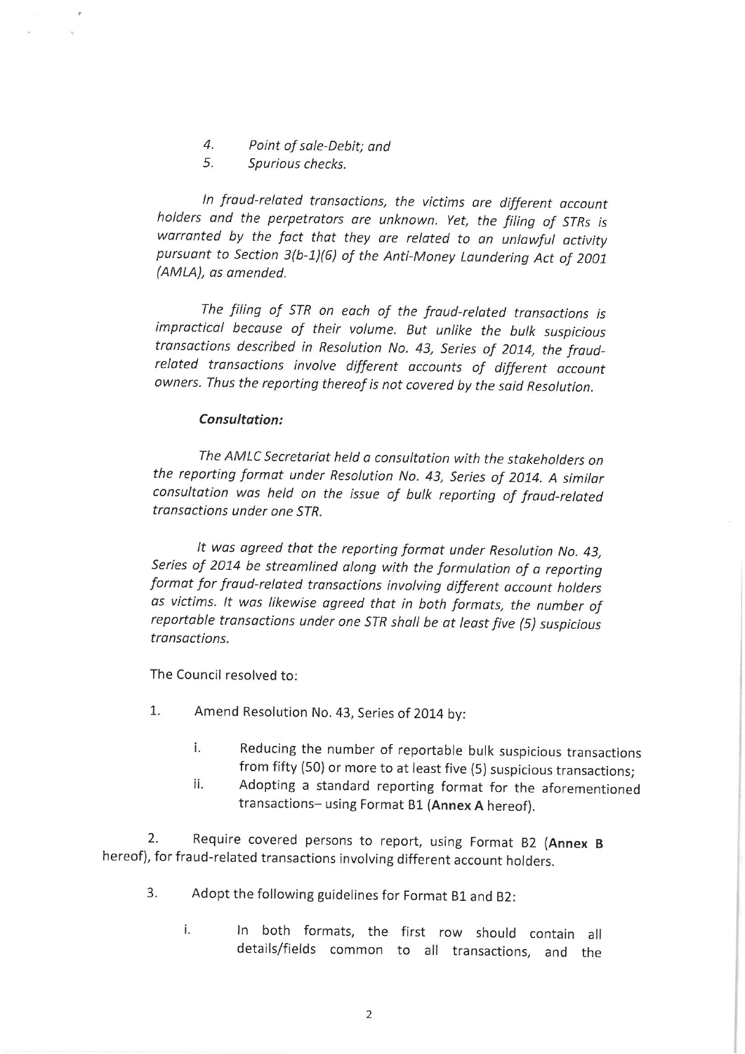4. *Point of sale-Debit; and*
5. *Spurious checks.*

*In fraud-related transactions, the victims are different account holders and the perpetrators are unknown. Yet, the filing of STRs is warranted by the fact that they are related to an unlawful activity pursuant to Section 3(b-1)(6) of the Anti-Money Laundering Act of 2001 (AMLA), as amended.*

*The filing of STR on each of the fraud-related transactions is impractical because of their volume. But unlike the bulk suspicious transactions described in Resolution No. 43, Series of 2014, the fraud-related transactions involve different accounts of different account owners. Thus the reporting thereof is not covered by the said Resolution.*

***Consultation:***

*The AMLC Secretariat held a consultation with the stakeholders on the reporting format under Resolution No. 43, Series of 2014. A similar consultation was held on the issue of bulk reporting of fraud-related transactions under one STR.*

*It was agreed that the reporting format under Resolution No. 43, Series of 2014 be streamlined along with the formulation of a reporting format for fraud-related transactions involving different account holders as victims. It was likewise agreed that in both formats, the number of reportable transactions under one STR shall be at least five (5) suspicious transactions.*

The Council resolved to:

1. Amend Resolution No. 43, Series of 2014 by:

   i. Reducing the number of reportable bulk suspicious transactions from fifty (50) or more to at least five (5) suspicious transactions;

   ii. Adopting a standard reporting format for the aforementioned transactions– using Format B1 (**Annex A** hereof).

2. Require covered persons to report, using Format B2 (**Annex B** hereof), for fraud-related transactions involving different account holders.

3. Adopt the following guidelines for Format B1 and B2:

   i. In both formats, the first row should contain all details/fields common to all transactions, and the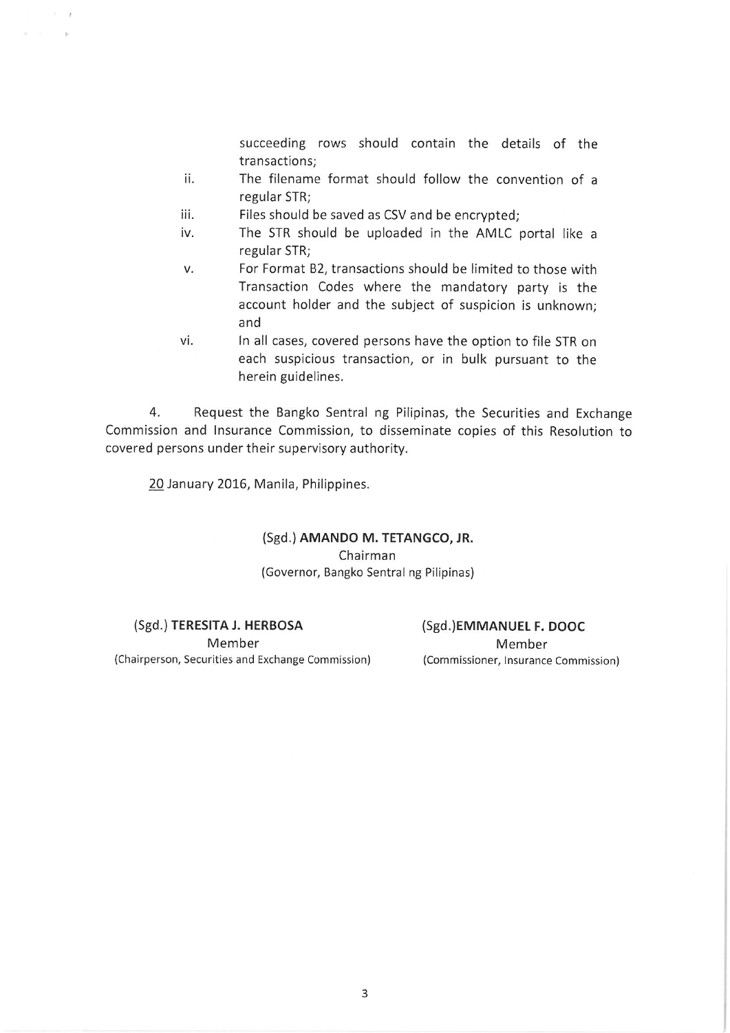succeeding rows should contain the details of the transactions;

ii. The filename format should follow the convention of a regular STR;

iii. Files should be saved as CSV and be encrypted;

iv. The STR should be uploaded in the AMLC portal like a regular STR;

v. For Format B2, transactions should be limited to those with Transaction Codes where the mandatory party is the account holder and the subject of suspicion is unknown; and

vi. In all cases, covered persons have the option to file STR on each suspicious transaction, or in bulk pursuant to the herein guidelines.

4. Request the Bangko Sentral ng Pilipinas, the Securities and Exchange Commission and Insurance Commission, to disseminate copies of this Resolution to covered persons under their supervisory authority.

20 January 2016, Manila, Philippines.

(Sgd.) **AMANDO M. TETANGCO, JR.**
Chairman
(Governor, Bangko Sentral ng Pilipinas)

(Sgd.) **TERESITA J. HERBOSA**
Member
(Chairperson, Securities and Exchange Commission)

(Sgd.)**EMMANUEL F. DOOC**
Member
(Commissioner, Insurance Commission)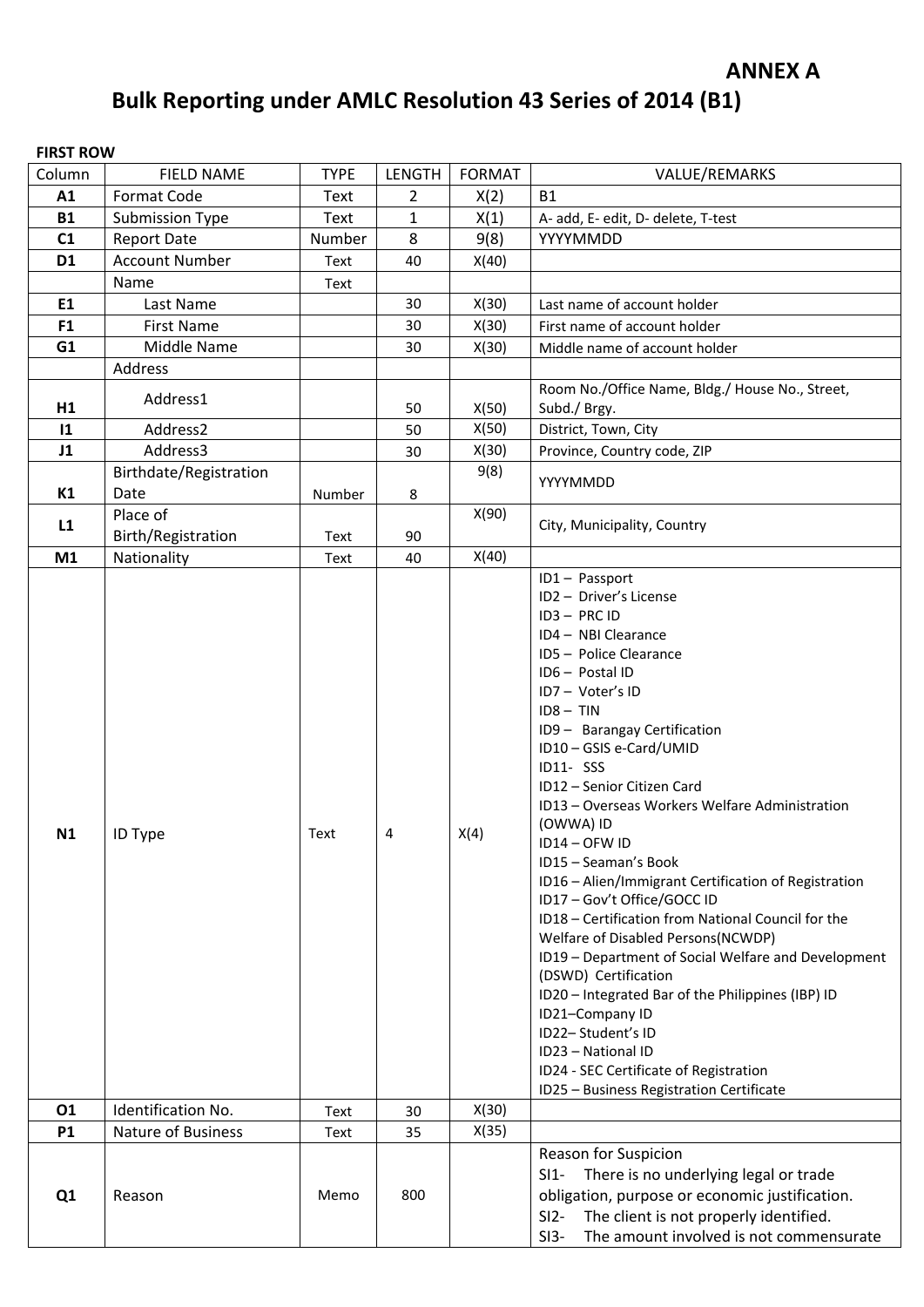**ANNEX A**

# Bulk Reporting under AMLC Resolution 43 Series of 2014 (B1)

**FIRST ROW**

| Column | FIELD NAME | TYPE | LENGTH | FORMAT | VALUE/REMARKS |
|---|---|---|---|---|---|
| **A1** | Format Code | Text | 2 | X(2) | B1 |
| **B1** | Submission Type | Text | 1 | X(1) | A- add, E- edit, D- delete, T-test |
| **C1** | Report Date | Number | 8 | 9(8) | YYYYMMDD |
| **D1** | Account Number | Text | 40 | X(40) | |
| | Name | Text | | | |
| **E1** | Last Name | | 30 | X(30) | Last name of account holder |
| **F1** | First Name | | 30 | X(30) | First name of account holder |
| **G1** | Middle Name | | 30 | X(30) | Middle name of account holder |
| | Address | | | | |
| **H1** | Address1 | | 50 | X(50) | Room No./Office Name, Bldg./ House No., Street, Subd./ Brgy. |
| **I1** | Address2 | | 50 | X(50) | District, Town, City |
| **J1** | Address3 | | 30 | X(30) | Province, Country code, ZIP |
| **K1** | Birthdate/Registration Date | Number | 8 | 9(8) | YYYYMMDD |
| **L1** | Place of Birth/Registration | Text | 90 | X(90) | City, Municipality, Country |
| **M1** | Nationality | Text | 40 | X(40) | |
| **N1** | ID Type | Text | 4 | X(4) | ID1 – Passport<br>ID2 – Driver's License<br>ID3 – PRC ID<br>ID4 – NBI Clearance<br>ID5 – Police Clearance<br>ID6 – Postal ID<br>ID7 – Voter's ID<br>ID8 – TIN<br>ID9 – Barangay Certification<br>ID10 – GSIS e-Card/UMID<br>ID11- SSS<br>ID12 – Senior Citizen Card<br>ID13 – Overseas Workers Welfare Administration (OWWA) ID<br>ID14 – OFW ID<br>ID15 – Seaman's Book<br>ID16 – Alien/Immigrant Certification of Registration<br>ID17 – Gov't Office/GOCC ID<br>ID18 – Certification from National Council for the Welfare of Disabled Persons(NCWDP)<br>ID19 – Department of Social Welfare and Development (DSWD) Certification<br>ID20 – Integrated Bar of the Philippines (IBP) ID<br>ID21–Company ID<br>ID22– Student's ID<br>ID23 – National ID<br>ID24 - SEC Certificate of Registration<br>ID25 – Business Registration Certificate |
| **O1** | Identification No. | Text | 30 | X(30) | |
| **P1** | Nature of Business | Text | 35 | X(35) | |
| **Q1** | Reason | Memo | 800 | | Reason for Suspicion<br>SI1- There is no underlying legal or trade obligation, purpose or economic justification.<br>SI2- The client is not properly identified.<br>SI3- The amount involved is not commensurate |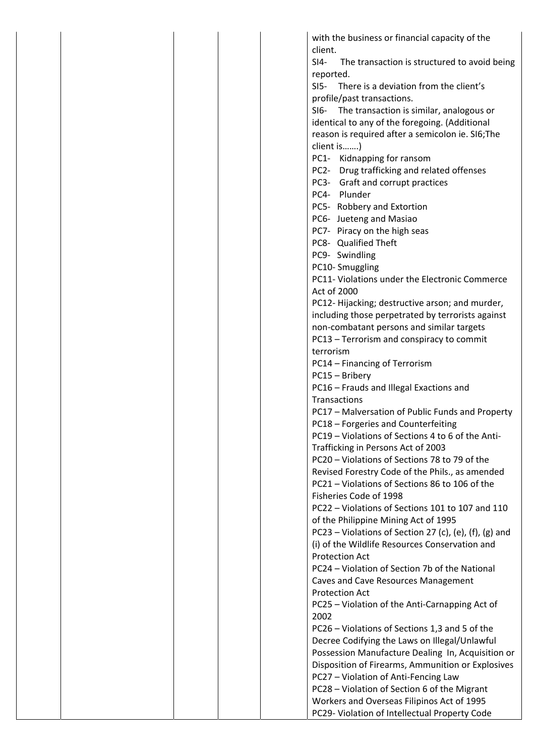|  |  |  |  |  | with the business or financial capacity of the client.<br>SI4- The transaction is structured to avoid being reported.<br>SI5- There is a deviation from the client's profile/past transactions.<br>SI6- The transaction is similar, analogous or identical to any of the foregoing. (Additional reason is required after a semicolon ie. SI6;The client is…….)<br>PC1- Kidnapping for ransom<br>PC2- Drug trafficking and related offenses<br>PC3- Graft and corrupt practices<br>PC4- Plunder<br>PC5- Robbery and Extortion<br>PC6- Jueteng and Masiao<br>PC7- Piracy on the high seas<br>PC8- Qualified Theft<br>PC9- Swindling<br>PC10- Smuggling<br>PC11- Violations under the Electronic Commerce Act of 2000<br>PC12- Hijacking; destructive arson; and murder, including those perpetrated by terrorists against non-combatant persons and similar targets<br>PC13 – Terrorism and conspiracy to commit terrorism<br>PC14 – Financing of Terrorism<br>PC15 – Bribery<br>PC16 – Frauds and Illegal Exactions and Transactions<br>PC17 – Malversation of Public Funds and Property<br>PC18 – Forgeries and Counterfeiting<br>PC19 – Violations of Sections 4 to 6 of the Anti-Trafficking in Persons Act of 2003<br>PC20 – Violations of Sections 78 to 79 of the Revised Forestry Code of the Phils., as amended<br>PC21 – Violations of Sections 86 to 106 of the Fisheries Code of 1998<br>PC22 – Violations of Sections 101 to 107 and 110 of the Philippine Mining Act of 1995<br>PC23 – Violations of Section 27 (c), (e), (f), (g) and (i) of the Wildlife Resources Conservation and Protection Act<br>PC24 – Violation of Section 7b of the National Caves and Cave Resources Management Protection Act<br>PC25 – Violation of the Anti-Carnapping Act of 2002<br>PC26 – Violations of Sections 1,3 and 5 of the Decree Codifying the Laws on Illegal/Unlawful Possession Manufacture Dealing In, Acquisition or Disposition of Firearms, Ammunition or Explosives<br>PC27 – Violation of Anti-Fencing Law<br>PC28 – Violation of Section 6 of the Migrant Workers and Overseas Filipinos Act of 1995<br>PC29- Violation of Intellectual Property Code |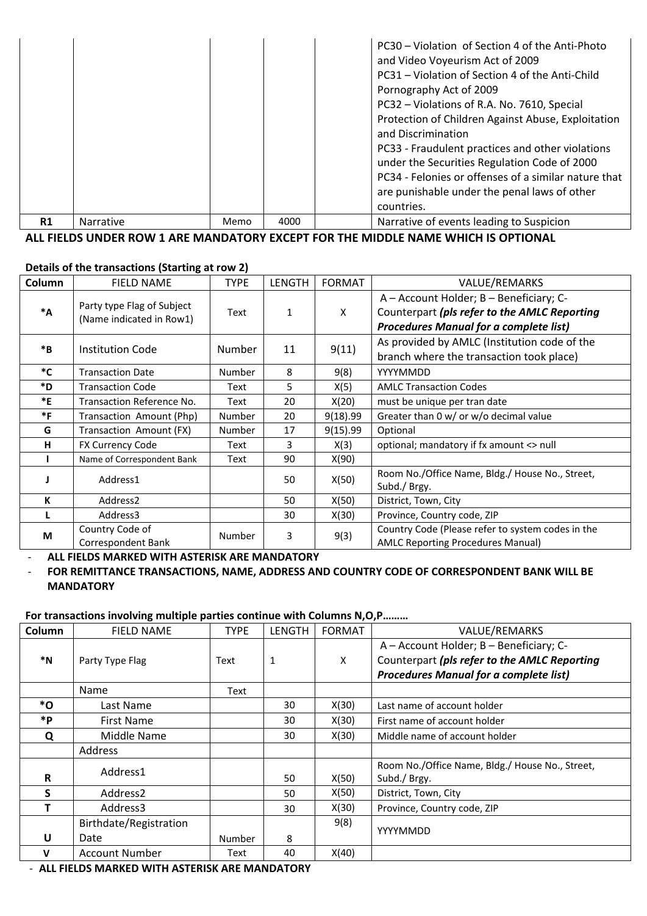| | | | | | PC30 – Violation of Section 4 of the Anti-Photo and Video Voyeurism Act of 2009<br>PC31 – Violation of Section 4 of the Anti-Child Pornography Act of 2009<br>PC32 – Violations of R.A. No. 7610, Special Protection of Children Against Abuse, Exploitation and Discrimination<br>PC33 - Fraudulent practices and other violations under the Securities Regulation Code of 2000<br>PC34 - Felonies or offenses of a similar nature that are punishable under the penal laws of other countries. |
|---|---|---|---|---|---|
| **R1** | Narrative | Memo | 4000 | | Narrative of events leading to Suspicion |

**ALL FIELDS UNDER ROW 1 ARE MANDATORY EXCEPT FOR THE MIDDLE NAME WHICH IS OPTIONAL**

**Details of the transactions (Starting at row 2)**

| Column | FIELD NAME | TYPE | LENGTH | FORMAT | VALUE/REMARKS |
|---|---|---|---|---|---|
| **\*A** | Party type Flag of Subject (Name indicated in Row1) | Text | 1 | X | A – Account Holder; B – Beneficiary; C- Counterpart ***(pls refer to the AMLC Reporting Procedures Manual for a complete list)*** |
| **\*B** | Institution Code | Number | 11 | 9(11) | As provided by AMLC (Institution code of the branch where the transaction took place) |
| **\*C** | Transaction Date | Number | 8 | 9(8) | YYYYMMDD |
| **\*D** | Transaction Code | Text | 5 | X(5) | AMLC Transaction Codes |
| **\*E** | Transaction Reference No. | Text | 20 | X(20) | must be unique per tran date |
| **\*F** | Transaction Amount (Php) | Number | 20 | 9(18).99 | Greater than 0 w/ or w/o decimal value |
| **G** | Transaction Amount (FX) | Number | 17 | 9(15).99 | Optional |
| **H** | FX Currency Code | Text | 3 | X(3) | optional; mandatory if fx amount <> null |
| **I** | Name of Correspondent Bank | Text | 90 | X(90) | |
| **J** | Address1 | | 50 | X(50) | Room No./Office Name, Bldg./ House No., Street, Subd./ Brgy. |
| **K** | Address2 | | 50 | X(50) | District, Town, City |
| **L** | Address3 | | 30 | X(30) | Province, Country code, ZIP |
| **M** | Country Code of Correspondent Bank | Number | 3 | 9(3) | Country Code (Please refer to system codes in the AMLC Reporting Procedures Manual) |

- **ALL FIELDS MARKED WITH ASTERISK ARE MANDATORY**
- **FOR REMITTANCE TRANSACTIONS, NAME, ADDRESS AND COUNTRY CODE OF CORRESPONDENT BANK WILL BE MANDATORY**

**For transactions involving multiple parties continue with Columns N,O,P………**

| Column | FIELD NAME | TYPE | LENGTH | FORMAT | VALUE/REMARKS |
|---|---|---|---|---|---|
| **\*N** | Party Type Flag | Text | 1 | X | A – Account Holder; B – Beneficiary; C- Counterpart ***(pls refer to the AMLC Reporting Procedures Manual for a complete list)*** |
| | Name | Text | | | |
| **\*O** | Last Name | | 30 | X(30) | Last name of account holder |
| **\*P** | First Name | | 30 | X(30) | First name of account holder |
| **Q** | Middle Name | | 30 | X(30) | Middle name of account holder |
| | Address | | | | |
| **R** | Address1 | | 50 | X(50) | Room No./Office Name, Bldg./ House No., Street, Subd./ Brgy. |
| **S** | Address2 | | 50 | X(50) | District, Town, City |
| **T** | Address3 | | 30 | X(30) | Province, Country code, ZIP |
| **U** | Birthdate/Registration Date | Number | 8 | 9(8) | YYYYMMDD |
| **V** | Account Number | Text | 40 | X(40) | |

- **ALL FIELDS MARKED WITH ASTERISK ARE MANDATORY**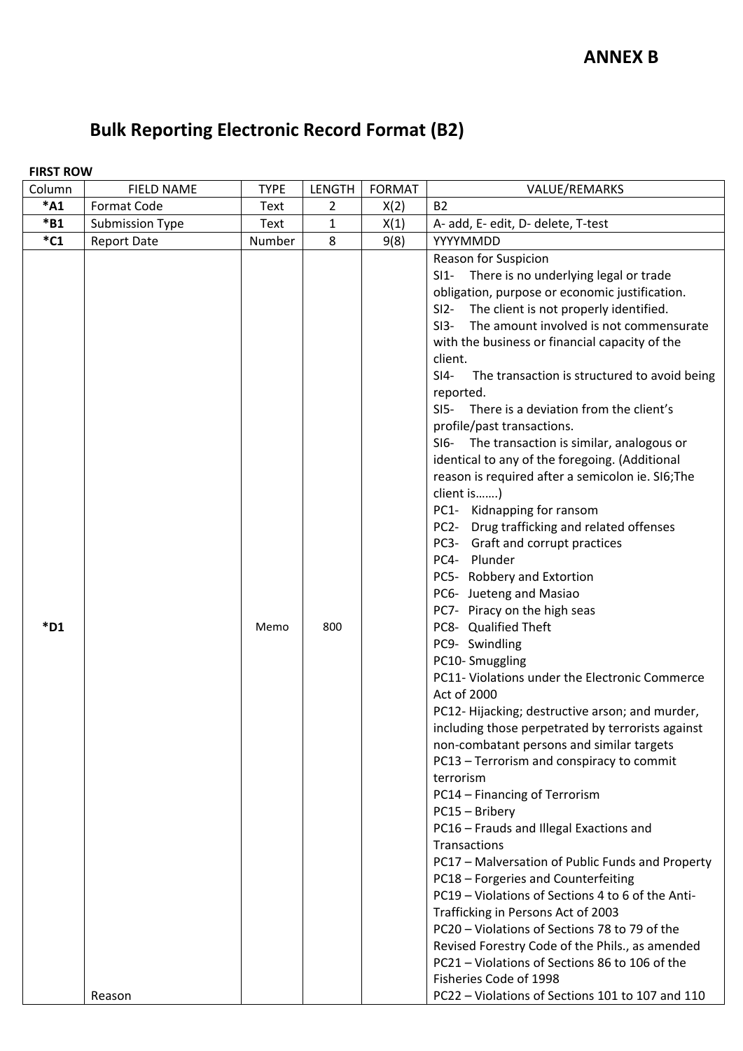# ANNEX B

## Bulk Reporting Electronic Record Format (B2)

**FIRST ROW**

| Column | FIELD NAME | TYPE | LENGTH | FORMAT | VALUE/REMARKS |
|---|---|---|---|---|---|
| ***A1** | Format Code | Text | 2 | X(2) | B2 |
| ***B1** | Submission Type | Text | 1 | X(1) | A- add, E- edit, D- delete, T-test |
| ***C1** | Report Date | Number | 8 | 9(8) | YYYYMMDD |
| ***D1** | Reason | Memo | 800 | | Reason for Suspicion<br>SI1- There is no underlying legal or trade obligation, purpose or economic justification.<br>SI2- The client is not properly identified.<br>SI3- The amount involved is not commensurate with the business or financial capacity of the client.<br>SI4- The transaction is structured to avoid being reported.<br>SI5- There is a deviation from the client's profile/past transactions.<br>SI6- The transaction is similar, analogous or identical to any of the foregoing. (Additional reason is required after a semicolon ie. SI6;The client is…….)<br>PC1- Kidnapping for ransom<br>PC2- Drug trafficking and related offenses<br>PC3- Graft and corrupt practices<br>PC4- Plunder<br>PC5- Robbery and Extortion<br>PC6- Jueteng and Masiao<br>PC7- Piracy on the high seas<br>PC8- Qualified Theft<br>PC9- Swindling<br>PC10- Smuggling<br>PC11- Violations under the Electronic Commerce Act of 2000<br>PC12- Hijacking; destructive arson; and murder, including those perpetrated by terrorists against non-combatant persons and similar targets<br>PC13 – Terrorism and conspiracy to commit terrorism<br>PC14 – Financing of Terrorism<br>PC15 – Bribery<br>PC16 – Frauds and Illegal Exactions and Transactions<br>PC17 – Malversation of Public Funds and Property<br>PC18 – Forgeries and Counterfeiting<br>PC19 – Violations of Sections 4 to 6 of the Anti-Trafficking in Persons Act of 2003<br>PC20 – Violations of Sections 78 to 79 of the Revised Forestry Code of the Phils., as amended<br>PC21 – Violations of Sections 86 to 106 of the Fisheries Code of 1998<br>PC22 – Violations of Sections 101 to 107 and 110 |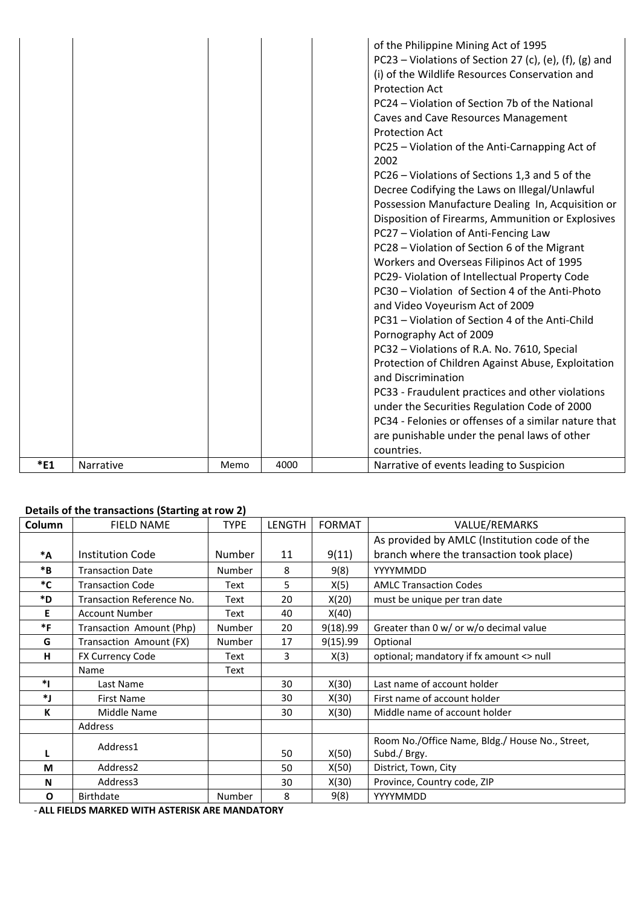| | | | | | |
|---|---|---|---|---|---|
| | | | | | of the Philippine Mining Act of 1995<br>PC23 – Violations of Section 27 (c), (e), (f), (g) and (i) of the Wildlife Resources Conservation and Protection Act<br>PC24 – Violation of Section 7b of the National Caves and Cave Resources Management Protection Act<br>PC25 – Violation of the Anti-Carnapping Act of 2002<br>PC26 – Violations of Sections 1,3 and 5 of the Decree Codifying the Laws on Illegal/Unlawful Possession Manufacture Dealing In, Acquisition or Disposition of Firearms, Ammunition or Explosives<br>PC27 – Violation of Anti-Fencing Law<br>PC28 – Violation of Section 6 of the Migrant Workers and Overseas Filipinos Act of 1995<br>PC29- Violation of Intellectual Property Code<br>PC30 – Violation of Section 4 of the Anti-Photo and Video Voyeurism Act of 2009<br>PC31 – Violation of Section 4 of the Anti-Child Pornography Act of 2009<br>PC32 – Violations of R.A. No. 7610, Special Protection of Children Against Abuse, Exploitation and Discrimination<br>PC33 - Fraudulent practices and other violations under the Securities Regulation Code of 2000<br>PC34 - Felonies or offenses of a similar nature that are punishable under the penal laws of other countries. |
| *E1 | Narrative | Memo | 4000 | | Narrative of events leading to Suspicion |

**Details of the transactions (Starting at row 2)**

| Column | FIELD NAME | TYPE | LENGTH | FORMAT | VALUE/REMARKS |
|---|---|---|---|---|---|
| *A | Institution Code | Number | 11 | 9(11) | As provided by AMLC (Institution code of the branch where the transaction took place) |
| *B | Transaction Date | Number | 8 | 9(8) | YYYYMMDD |
| *C | Transaction Code | Text | 5 | X(5) | AMLC Transaction Codes |
| *D | Transaction Reference No. | Text | 20 | X(20) | must be unique per tran date |
| E | Account Number | Text | 40 | X(40) | |
| *F | Transaction Amount (Php) | Number | 20 | 9(18).99 | Greater than 0 w/ or w/o decimal value |
| G | Transaction Amount (FX) | Number | 17 | 9(15).99 | Optional |
| H | FX Currency Code | Text | 3 | X(3) | optional; mandatory if fx amount <> null |
| | Name | Text | | | |
| *I | Last Name | | 30 | X(30) | Last name of account holder |
| *J | First Name | | 30 | X(30) | First name of account holder |
| K | Middle Name | | 30 | X(30) | Middle name of account holder |
| | Address | | | | |
| L | Address1 | | 50 | X(50) | Room No./Office Name, Bldg./ House No., Street, Subd./ Brgy. |
| M | Address2 | | 50 | X(50) | District, Town, City |
| N | Address3 | | 30 | X(30) | Province, Country code, ZIP |
| O | Birthdate | Number | 8 | 9(8) | YYYYMMDD |

- **ALL FIELDS MARKED WITH ASTERISK ARE MANDATORY**